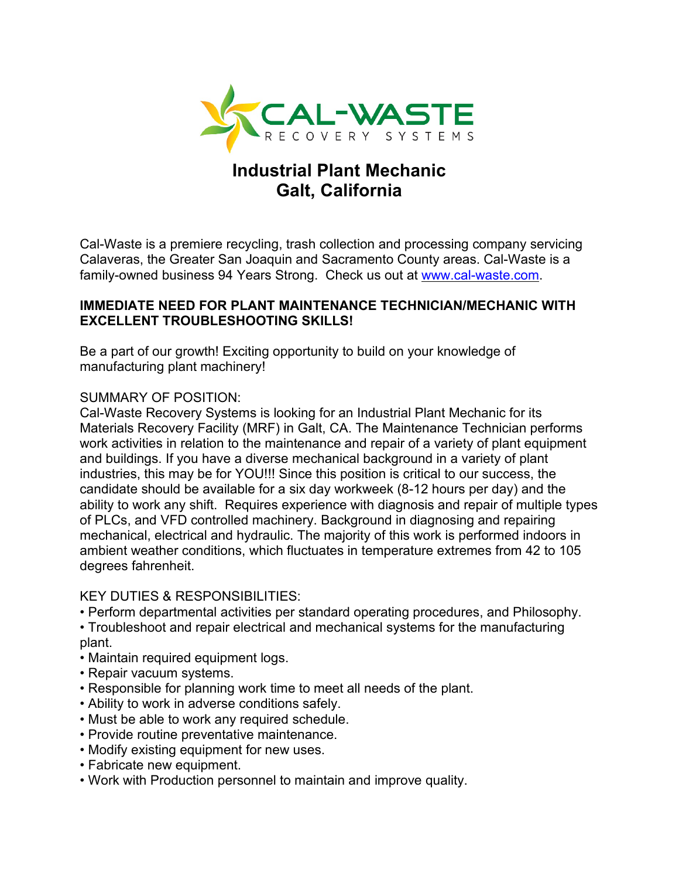CAL-WASTE RECOVERY SYSTEMS

# Industrial Plant Mechanic
# Galt, California

Cal-Waste is a premiere recycling, trash collection and processing company servicing Calaveras, the Greater San Joaquin and Sacramento County areas. Cal-Waste is a family-owned business 94 Years Strong. Check us out at [www.cal-waste.com](http://www.cal-waste.com).

**IMMEDIATE NEED FOR PLANT MAINTENANCE TECHNICIAN/MECHANIC WITH EXCELLENT TROUBLESHOOTING SKILLS!**

Be a part of our growth! Exciting opportunity to build on your knowledge of manufacturing plant machinery!

SUMMARY OF POSITION:
Cal-Waste Recovery Systems is looking for an Industrial Plant Mechanic for its Materials Recovery Facility (MRF) in Galt, CA. The Maintenance Technician performs work activities in relation to the maintenance and repair of a variety of plant equipment and buildings. If you have a diverse mechanical background in a variety of plant industries, this may be for YOU!!! Since this position is critical to our success, the candidate should be available for a six day workweek (8-12 hours per day) and the ability to work any shift. Requires experience with diagnosis and repair of multiple types of PLCs, and VFD controlled machinery. Background in diagnosing and repairing mechanical, electrical and hydraulic. The majority of this work is performed indoors in ambient weather conditions, which fluctuates in temperature extremes from 42 to 105 degrees fahrenheit.

KEY DUTIES & RESPONSIBILITIES:

- Perform departmental activities per standard operating procedures, and Philosophy.
- Troubleshoot and repair electrical and mechanical systems for the manufacturing plant.
- Maintain required equipment logs.
- Repair vacuum systems.
- Responsible for planning work time to meet all needs of the plant.
- Ability to work in adverse conditions safely.
- Must be able to work any required schedule.
- Provide routine preventative maintenance.
- Modify existing equipment for new uses.
- Fabricate new equipment.
- Work with Production personnel to maintain and improve quality.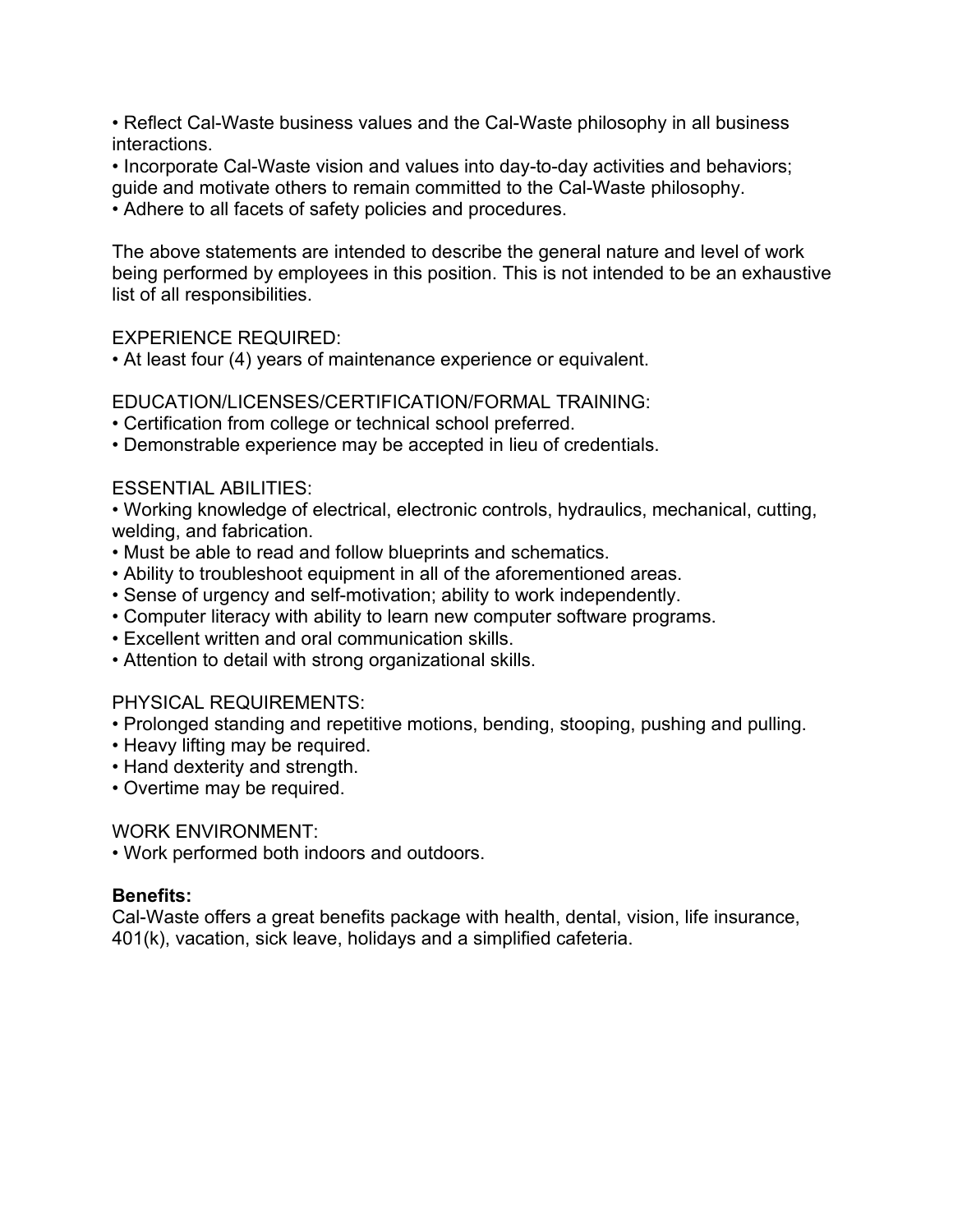- Reflect Cal-Waste business values and the Cal-Waste philosophy in all business interactions.
- Incorporate Cal-Waste vision and values into day-to-day activities and behaviors; guide and motivate others to remain committed to the Cal-Waste philosophy.
- Adhere to all facets of safety policies and procedures.

The above statements are intended to describe the general nature and level of work being performed by employees in this position. This is not intended to be an exhaustive list of all responsibilities.

EXPERIENCE REQUIRED:

- At least four (4) years of maintenance experience or equivalent.

EDUCATION/LICENSES/CERTIFICATION/FORMAL TRAINING:

- Certification from college or technical school preferred.
- Demonstrable experience may be accepted in lieu of credentials.

ESSENTIAL ABILITIES:

- Working knowledge of electrical, electronic controls, hydraulics, mechanical, cutting, welding, and fabrication.
- Must be able to read and follow blueprints and schematics.
- Ability to troubleshoot equipment in all of the aforementioned areas.
- Sense of urgency and self-motivation; ability to work independently.
- Computer literacy with ability to learn new computer software programs.
- Excellent written and oral communication skills.
- Attention to detail with strong organizational skills.

PHYSICAL REQUIREMENTS:

- Prolonged standing and repetitive motions, bending, stooping, pushing and pulling.
- Heavy lifting may be required.
- Hand dexterity and strength.
- Overtime may be required.

WORK ENVIRONMENT:

- Work performed both indoors and outdoors.

**Benefits:**

Cal-Waste offers a great benefits package with health, dental, vision, life insurance, 401(k), vacation, sick leave, holidays and a simplified cafeteria.